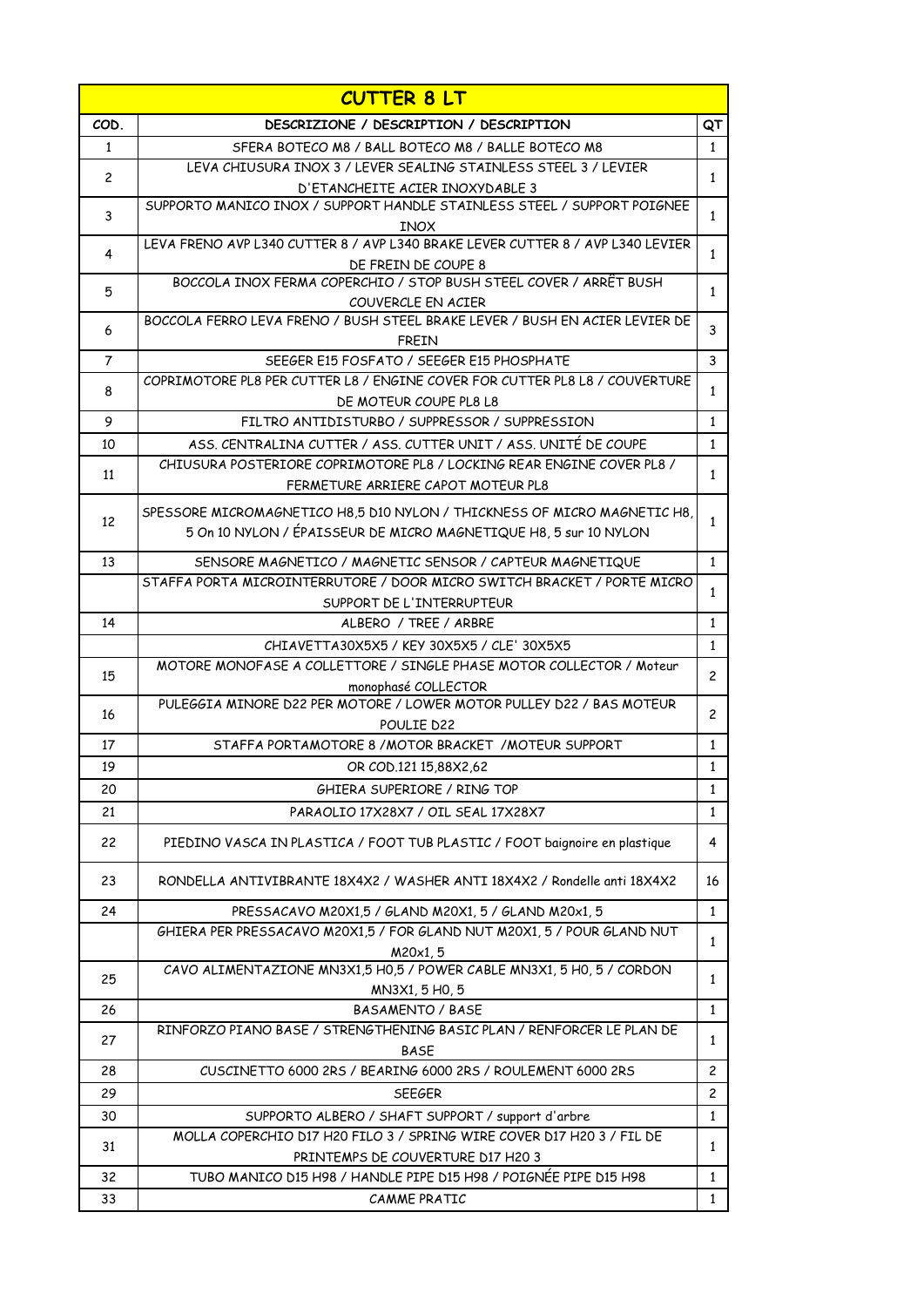| CUTTER 8 LT | | |
|---|---|---|
| COD. | DESCRIZIONE / DESCRIPTION / DESCRIPTION | QT |
| 1 | SFERA BOTECO M8 / BALL BOTECO M8 / BALLE BOTECO M8 | 1 |
| 2 | LEVA CHIUSURA INOX 3 / LEVER SEALING STAINLESS STEEL 3 / LEVIER D'ETANCHEITE ACIER INOXYDABLE 3 | 1 |
| 3 | SUPPORTO MANICO INOX / SUPPORT HANDLE STAINLESS STEEL / SUPPORT POIGNEE INOX | 1 |
| 4 | LEVA FRENO AVP L340 CUTTER 8 / AVP L340 BRAKE LEVER CUTTER 8 / AVP L340 LEVIER DE FREIN DE COUPE 8 | 1 |
| 5 | BOCCOLA INOX FERMA COPERCHIO / STOP BUSH STEEL COVER / ARRÊT BUSH COUVERCLE EN ACIER | 1 |
| 6 | BOCCOLA FERRO LEVA FRENO / BUSH STEEL BRAKE LEVER / BUSH EN ACIER LEVIER DE FREIN | 3 |
| 7 | SEEGER E15 FOSFATO / SEEGER E15 PHOSPHATE | 3 |
| 8 | COPRIMOTORE PL8 PER CUTTER L8 / ENGINE COVER FOR CUTTER PL8 L8 / COUVERTURE DE MOTEUR COUPE PL8 L8 | 1 |
| 9 | FILTRO ANTIDISTURBO / SUPPRESSOR / SUPPRESSION | 1 |
| 10 | ASS. CENTRALINA CUTTER / ASS. CUTTER UNIT / ASS. UNITÉ DE COUPE | 1 |
| 11 | CHIUSURA POSTERIORE COPRIMOTORE PL8 / LOCKING REAR ENGINE COVER PL8 / FERMETURE ARRIERE CAPOT MOTEUR PL8 | 1 |
| 12 | SPESSORE MICROMAGNETICO H8,5 D10 NYLON / THICKNESS OF MICRO MAGNETIC H8, 5 On 10 NYLON / ÉPAISSEUR DE MICRO MAGNETIQUE H8, 5 sur 10 NYLON | 1 |
| 13 | SENSORE MAGNETICO / MAGNETIC SENSOR / CAPTEUR MAGNETIQUE | 1 |
| | STAFFA PORTA MICROINTERRUTORE / DOOR MICRO SWITCH BRACKET / PORTE MICRO SUPPORT DE L'INTERRUPTEUR | 1 |
| 14 | ALBERO / TREE / ARBRE | 1 |
| | CHIAVETTA30X5X5 / KEY 30X5X5 / CLE' 30X5X5 | 1 |
| 15 | MOTORE MONOFASE A COLLETTORE / SINGLE PHASE MOTOR COLLECTOR / Moteur monophasé COLLECTOR | 2 |
| 16 | PULEGGIA MINORE D22 PER MOTORE / LOWER MOTOR PULLEY D22 / BAS MOTEUR POULIE D22 | 2 |
| 17 | STAFFA PORTAMOTORE 8 /MOTOR BRACKET /MOTEUR SUPPORT | 1 |
| 19 | OR COD.121 15,88X2,62 | 1 |
| 20 | GHIERA SUPERIORE / RING TOP | 1 |
| 21 | PARAOLIO 17X28X7 / OIL SEAL 17X28X7 | 1 |
| 22 | PIEDINO VASCA IN PLASTICA / FOOT TUB PLASTIC / FOOT baignoire en plastique | 4 |
| 23 | RONDELLA ANTIVIBRANTE 18X4X2 / WASHER ANTI 18X4X2 / Rondelle anti 18X4X2 | 16 |
| 24 | PRESSACAVO M20X1,5 / GLAND M20X1, 5 / GLAND M20x1, 5 | 1 |
| | GHIERA PER PRESSACAVO M20X1,5 / FOR GLAND NUT M20X1, 5 / POUR GLAND NUT M20x1, 5 | 1 |
| 25 | CAVO ALIMENTAZIONE MN3X1,5 H0,5 / POWER CABLE MN3X1, 5 H0, 5 / CORDON MN3X1, 5 H0, 5 | 1 |
| 26 | BASAMENTO / BASE | 1 |
| 27 | RINFORZO PIANO BASE / STRENGTHENING BASIC PLAN / RENFORCER LE PLAN DE BASE | 1 |
| 28 | CUSCINETTO 6000 2RS / BEARING 6000 2RS / ROULEMENT 6000 2RS | 2 |
| 29 | SEEGER | 2 |
| 30 | SUPPORTO ALBERO / SHAFT SUPPORT / support d'arbre | 1 |
| 31 | MOLLA COPERCHIO D17 H20 FILO 3 / SPRING WIRE COVER D17 H20 3 / FIL DE PRINTEMPS DE COUVERTURE D17 H20 3 | 1 |
| 32 | TUBO MANICO D15 H98 / HANDLE PIPE D15 H98 / POIGNÉE PIPE D15 H98 | 1 |
| 33 | CAMME PRATIC | 1 |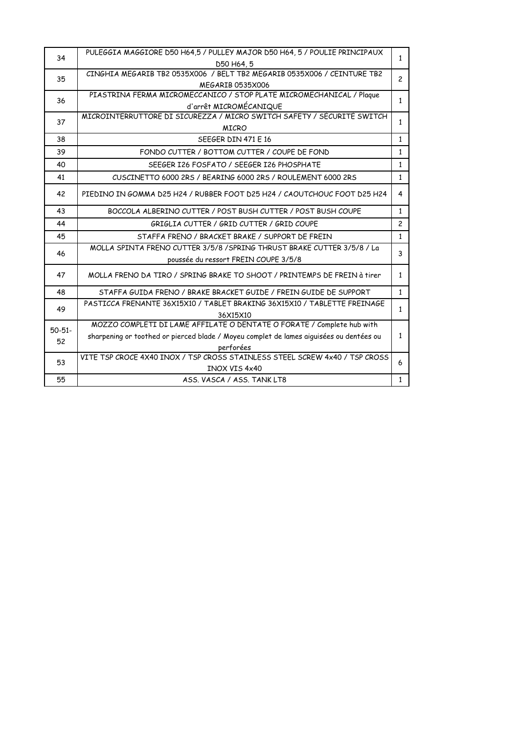| | | |
|---|---|---|
| 34 | PULEGGIA MAGGIORE D50 H64,5 / PULLEY MAJOR D50 H64, 5 / POULIE PRINCIPAUX D50 H64, 5 | 1 |
| 35 | CINGHIA MEGARIB TB2 0535X006 / BELT TB2 MEGARIB 0535X006 / CEINTURE TB2 MEGARIB 0535X006 | 2 |
| 36 | PIASTRINA FERMA MICROMECCANICO / STOP PLATE MICROMECHANICAL / Plaque d'arrêt MICROMÉCANIQUE | 1 |
| 37 | MICROINTERRUTTORE DI SICUREZZA / MICRO SWITCH SAFETY / SÉCURITÉ SWITCH MICRO | 1 |
| 38 | SEEGER DIN 471 E 16 | 1 |
| 39 | FONDO CUTTER / BOTTOM CUTTER / COUPE DE FOND | 1 |
| 40 | SEEGER I26 FOSFATO / SEEGER I26 PHOSPHATE | 1 |
| 41 | CUSCINETTO 6000 2RS / BEARING 6000 2RS / ROULEMENT 6000 2RS | 1 |
| 42 | PIEDINO IN GOMMA D25 H24 / RUBBER FOOT D25 H24 / CAOUTCHOUC FOOT D25 H24 | 4 |
| 43 | BOCCOLA ALBERINO CUTTER / POST BUSH CUTTER / POST BUSH COUPE | 1 |
| 44 | GRIGLIA CUTTER / GRID CUTTER / GRID COUPE | 2 |
| 45 | STAFFA FRENO / BRACKET BRAKE / SUPPORT DE FREIN | 1 |
| 46 | MOLLA SPINTA FRENO CUTTER 3/5/8 /SPRING THRUST BRAKE CUTTER 3/5/8 / La poussée du ressort FREIN COUPE 3/5/8 | 3 |
| 47 | MOLLA FRENO DA TIRO / SPRING BRAKE TO SHOOT / PRINTEMPS DE FREIN à tirer | 1 |
| 48 | STAFFA GUIDA FRENO / BRAKE BRACKET GUIDE / FREIN GUIDE DE SUPPORT | 1 |
| 49 | PASTICCA FRENANTE 36X15X10 / TABLET BRAKING 36X15X10 / TABLETTE FREINAGE 36X15X10 | 1 |
| 50-51-52 | MOZZO COMPLETI DI LAME AFFILATE O DENTATE O FORATE / Complete hub with sharpening or toothed or pierced blade / Moyeu complet de lames aiguisées ou dentées ou perforées | 1 |
| 53 | VITE TSP CROCE 4X40 INOX / TSP CROSS STAINLESS STEEL SCREW 4x40 / TSP CROSS INOX VIS 4x40 | 6 |
| 55 | ASS. VASCA / ASS. TANK LT8 | 1 |